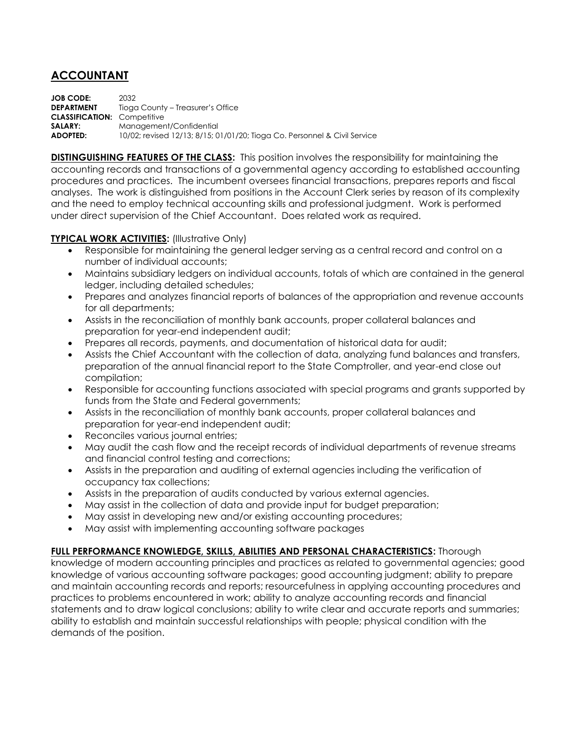# ACCOUNTANT

**JOB CODE:** 2032
**DEPARTMENT** Tioga County – Treasurer's Office
**CLASSIFICATION:** Competitive
**SALARY:** Management/Confidential
**ADOPTED:** 10/02; revised 12/13; 8/15; 01/01/20; Tioga Co. Personnel & Civil Service

**DISTINGUISHING FEATURES OF THE CLASS:** This position involves the responsibility for maintaining the accounting records and transactions of a governmental agency according to established accounting procedures and practices. The incumbent oversees financial transactions, prepares reports and fiscal analyses. The work is distinguished from positions in the Account Clerk series by reason of its complexity and the need to employ technical accounting skills and professional judgment. Work is performed under direct supervision of the Chief Accountant. Does related work as required.

**TYPICAL WORK ACTIVITIES:** (Illustrative Only)

- Responsible for maintaining the general ledger serving as a central record and control on a number of individual accounts;
- Maintains subsidiary ledgers on individual accounts, totals of which are contained in the general ledger, including detailed schedules;
- Prepares and analyzes financial reports of balances of the appropriation and revenue accounts for all departments;
- Assists in the reconciliation of monthly bank accounts, proper collateral balances and preparation for year-end independent audit;
- Prepares all records, payments, and documentation of historical data for audit;
- Assists the Chief Accountant with the collection of data, analyzing fund balances and transfers, preparation of the annual financial report to the State Comptroller, and year-end close out compilation;
- Responsible for accounting functions associated with special programs and grants supported by funds from the State and Federal governments;
- Assists in the reconciliation of monthly bank accounts, proper collateral balances and preparation for year-end independent audit;
- Reconciles various journal entries;
- May audit the cash flow and the receipt records of individual departments of revenue streams and financial control testing and corrections;
- Assists in the preparation and auditing of external agencies including the verification of occupancy tax collections;
- Assists in the preparation of audits conducted by various external agencies.
- May assist in the collection of data and provide input for budget preparation;
- May assist in developing new and/or existing accounting procedures;
- May assist with implementing accounting software packages

**FULL PERFORMANCE KNOWLEDGE, SKILLS, ABILITIES AND PERSONAL CHARACTERISTICS:** Thorough knowledge of modern accounting principles and practices as related to governmental agencies; good knowledge of various accounting software packages; good accounting judgment; ability to prepare and maintain accounting records and reports; resourcefulness in applying accounting procedures and practices to problems encountered in work; ability to analyze accounting records and financial statements and to draw logical conclusions; ability to write clear and accurate reports and summaries; ability to establish and maintain successful relationships with people; physical condition with the demands of the position.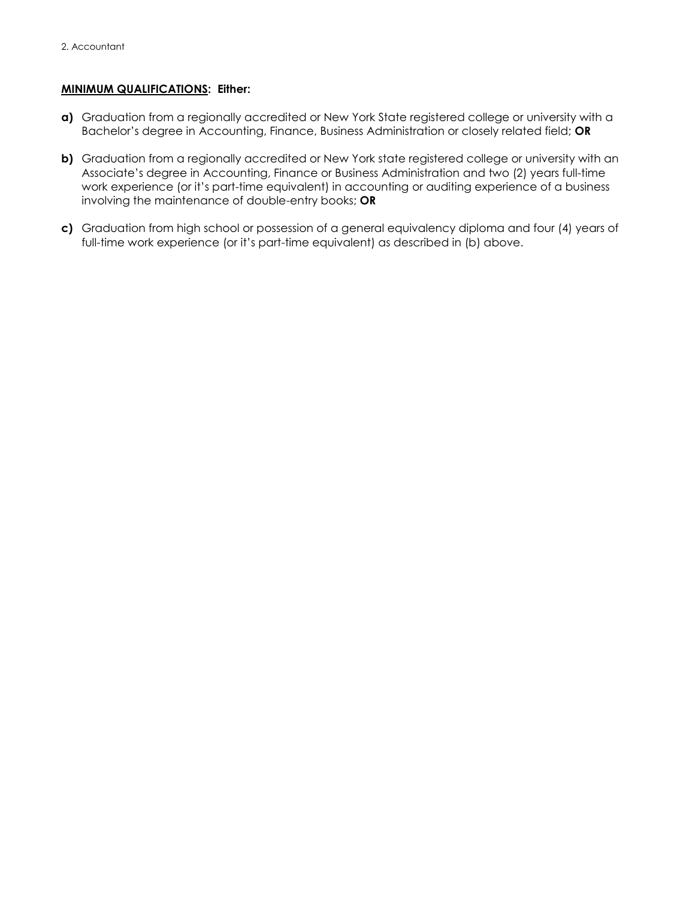**MINIMUM QUALIFICATIONS: Either:**

**a)** Graduation from a regionally accredited or New York State registered college or university with a Bachelor's degree in Accounting, Finance, Business Administration or closely related field; **OR**

**b)** Graduation from a regionally accredited or New York state registered college or university with an Associate's degree in Accounting, Finance or Business Administration and two (2) years full-time work experience (or it's part-time equivalent) in accounting or auditing experience of a business involving the maintenance of double-entry books; **OR**

**c)** Graduation from high school or possession of a general equivalency diploma and four (4) years of full-time work experience (or it's part-time equivalent) as described in (b) above.